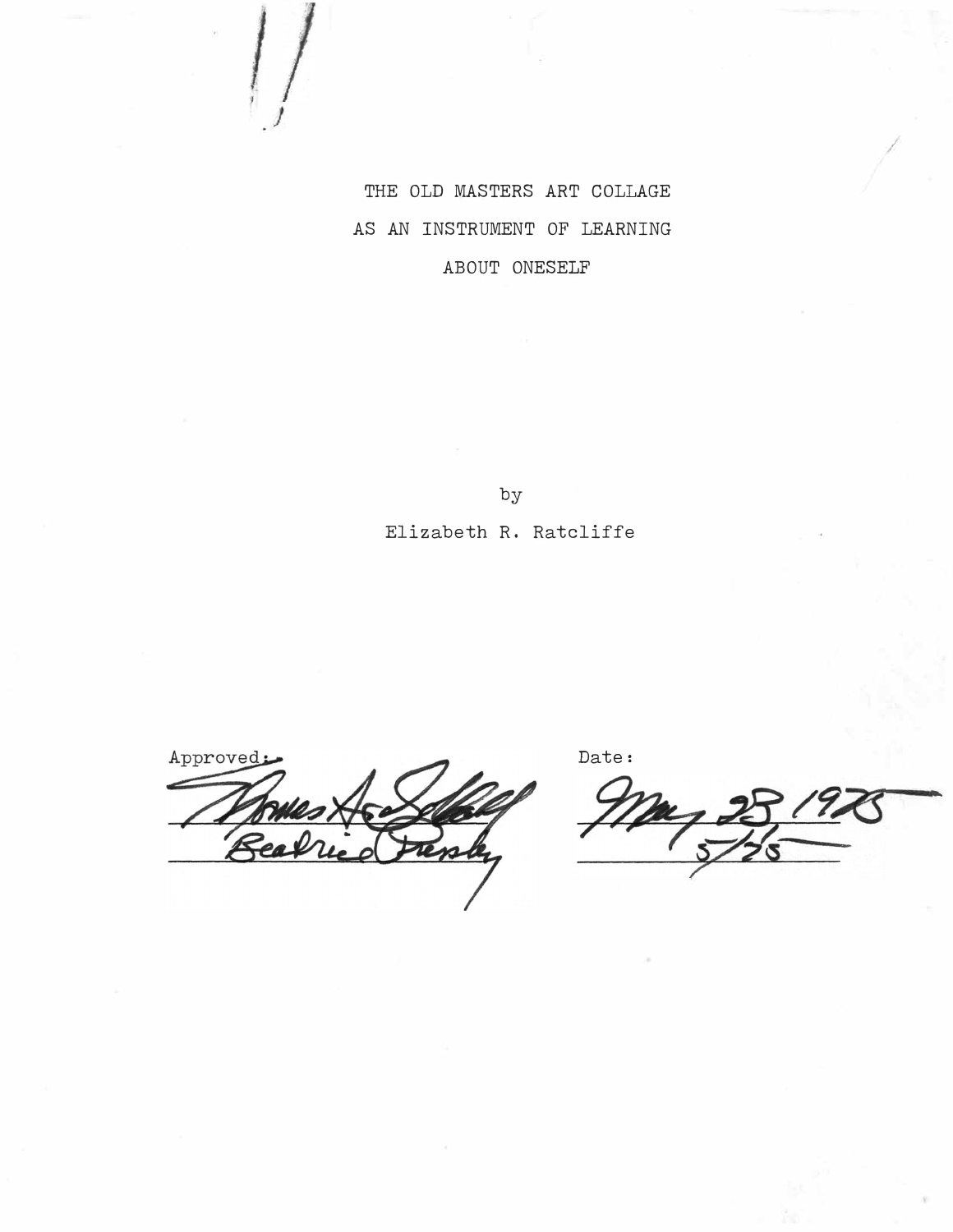# THE OLD MASTERS ART COLLAGE AS AN INSTRUMENT OF LEARNING ABOUT ONESELF

by

Elizabeth R. Ratcliffe

Approved: Thomas H. Scheffel, Beatrice Presley

Date: May 23 1975, 5/25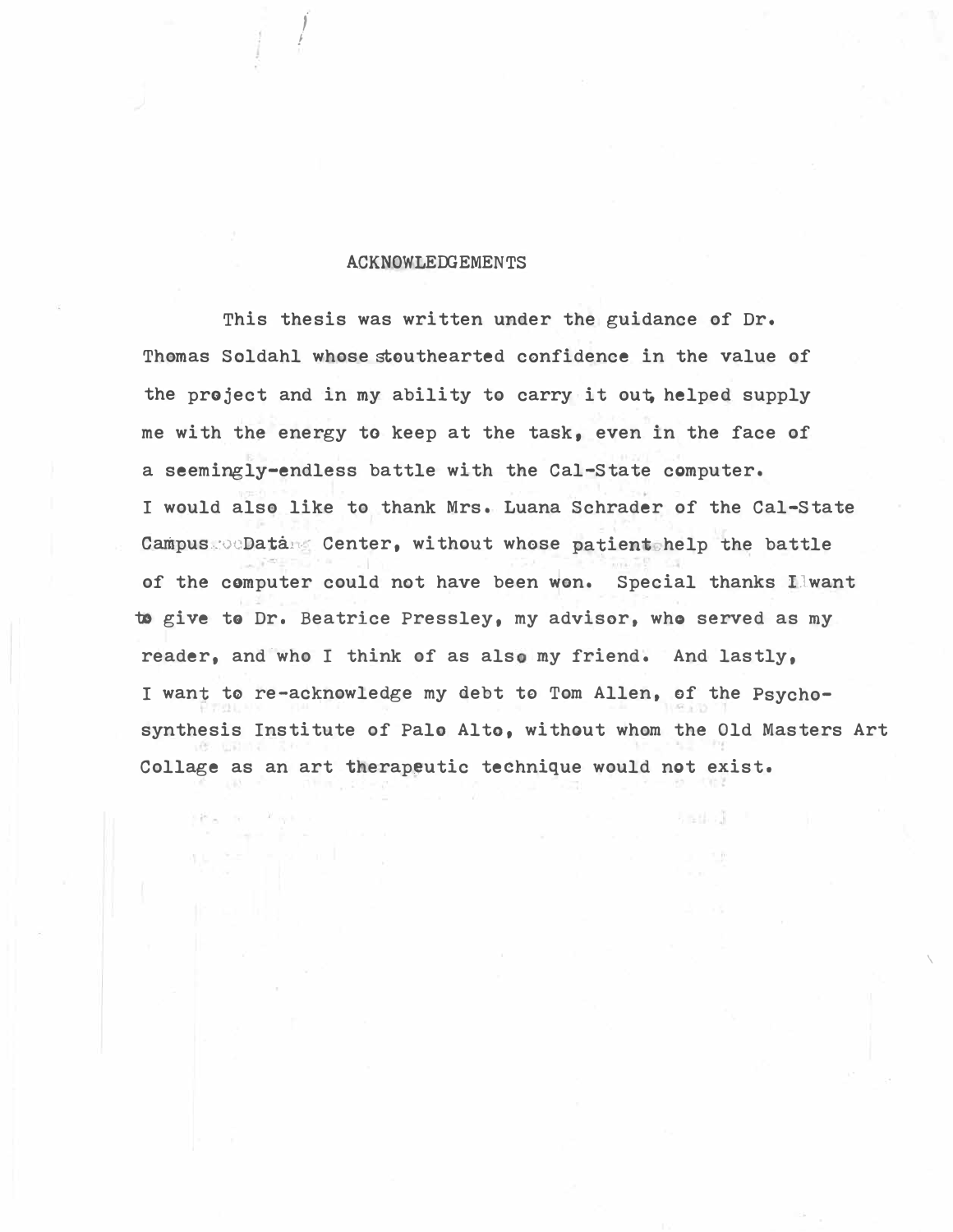# ACKNOWLEDGEMENTS

This thesis was written under the guidance of Dr. Thomas Soldahl whose stouthearted confidence in the value of the project and in my ability to carry it out, helped supply me with the energy to keep at the task, even in the face of a seemingly-endless battle with the Cal-State computer. I would also like to thank Mrs. Luana Schrader of the Cal-State Campus Data Center, without whose patient help the battle of the computer could not have been won. Special thanks I want to give to Dr. Beatrice Pressley, my advisor, who served as my reader, and who I think of as also my friend. And lastly, I want to re-acknowledge my debt to Tom Allen, of the Psychosynthesis Institute of Palo Alto, without whom the Old Masters Art Collage as an art therapeutic technique would not exist.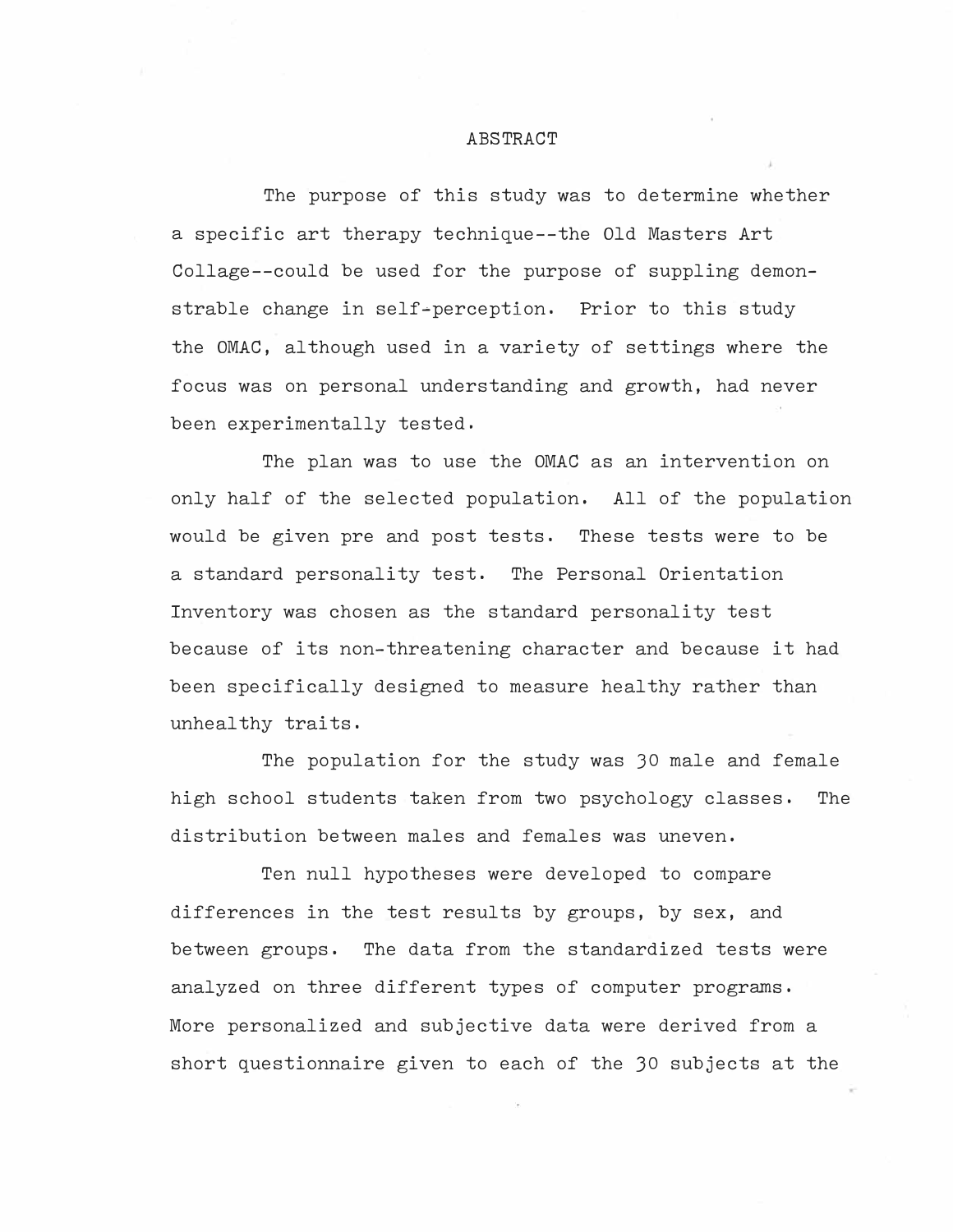# ABSTRACT

The purpose of this study was to determine whether a specific art therapy technique--the Old Masters Art Collage--could be used for the purpose of suppling demonstrable change in self-perception. Prior to this study the OMAC, although used in a variety of settings where the focus was on personal understanding and growth, had never been experimentally tested.

The plan was to use the OMAC as an intervention on only half of the selected population. All of the population would be given pre and post tests. These tests were to be a standard personality test. The Personal Orientation Inventory was chosen as the standard personality test because of its non-threatening character and because it had been specifically designed to measure healthy rather than unhealthy traits.

The population for the study was 30 male and female high school students taken from two psychology classes. The distribution between males and females was uneven.

Ten null hypotheses were developed to compare differences in the test results by groups, by sex, and between groups. The data from the standardized tests were analyzed on three different types of computer programs. More personalized and subjective data were derived from a short questionnaire given to each of the 30 subjects at the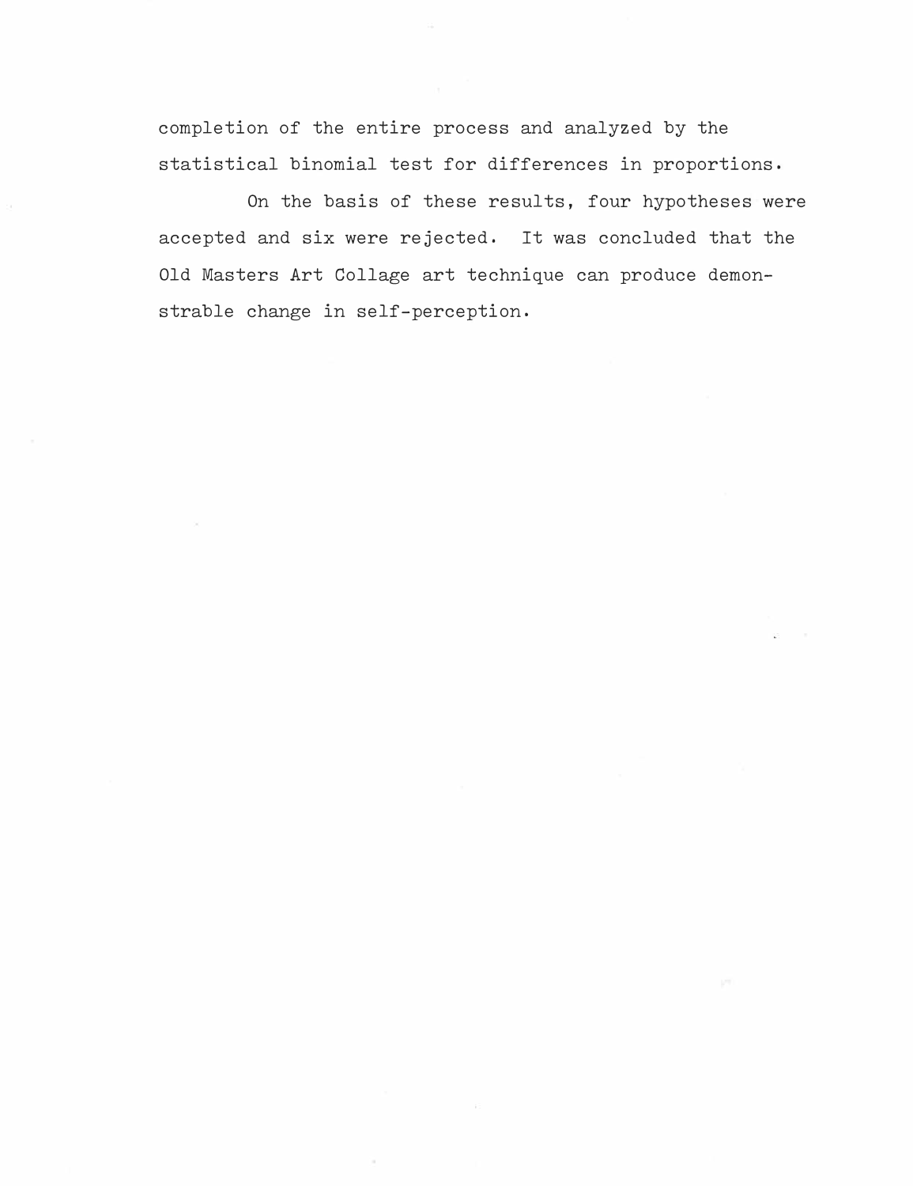completion of the entire process and analyzed by the statistical binomial test for differences in proportions.

On the basis of these results, four hypotheses were accepted and six were rejected. It was concluded that the Old Masters Art Collage art technique can produce demonstrable change in self-perception.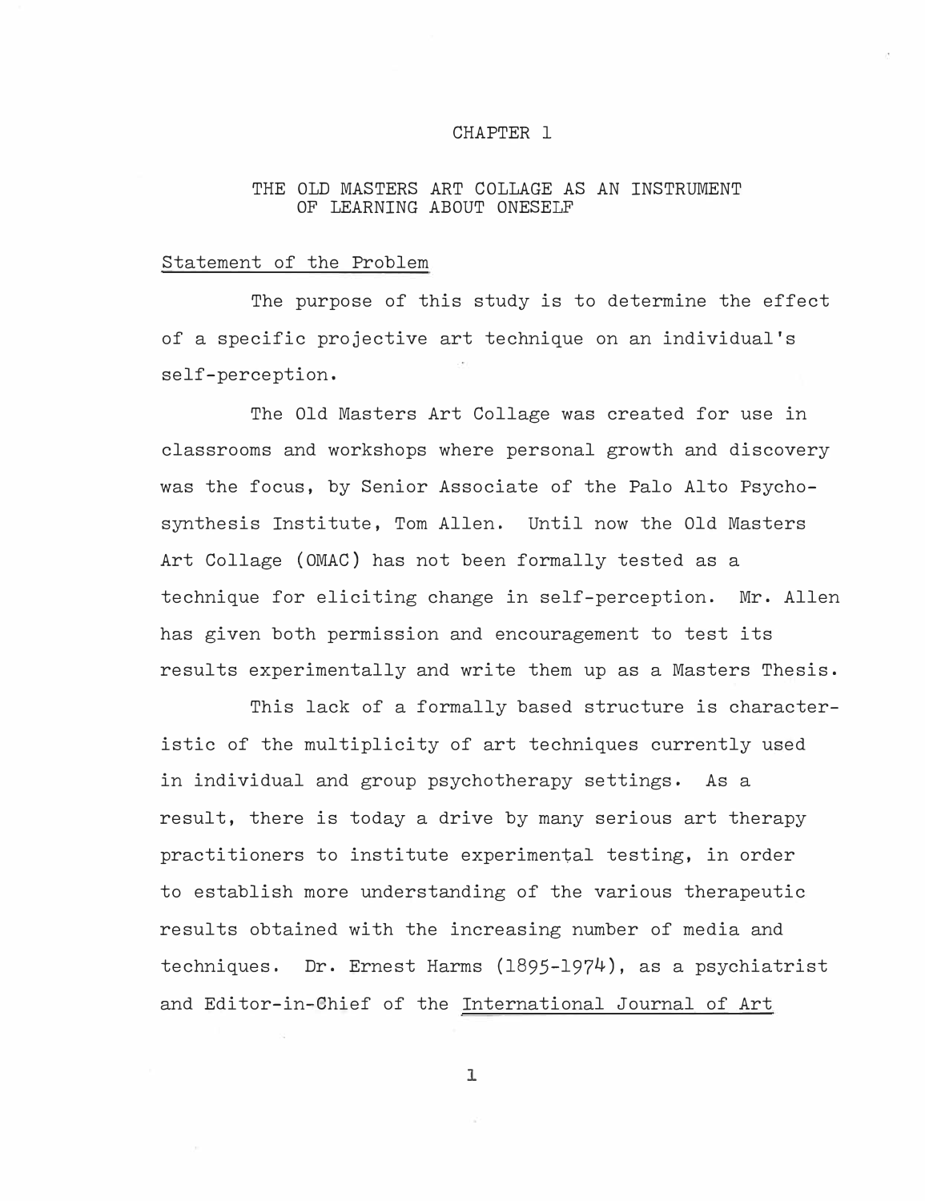# CHAPTER 1

## THE OLD MASTERS ART COLLAGE AS AN INSTRUMENT OF LEARNING ABOUT ONESELF

### Statement of the Problem

The purpose of this study is to determine the effect of a specific projective art technique on an individual's self-perception.

The Old Masters Art Collage was created for use in classrooms and workshops where personal growth and discovery was the focus, by Senior Associate of the Palo Alto Psychosynthesis Institute, Tom Allen. Until now the Old Masters Art Collage (OMAC) has not been formally tested as a technique for eliciting change in self-perception. Mr. Allen has given both permission and encouragement to test its results experimentally and write them up as a Masters Thesis.

This lack of a formally based structure is characteristic of the multiplicity of art techniques currently used in individual and group psychotherapy settings. As a result, there is today a drive by many serious art therapy practitioners to institute experimental testing, in order to establish more understanding of the various therapeutic results obtained with the increasing number of media and techniques. Dr. Ernest Harms (1895-1974), as a psychiatrist and Editor-in-Chief of the International Journal of Art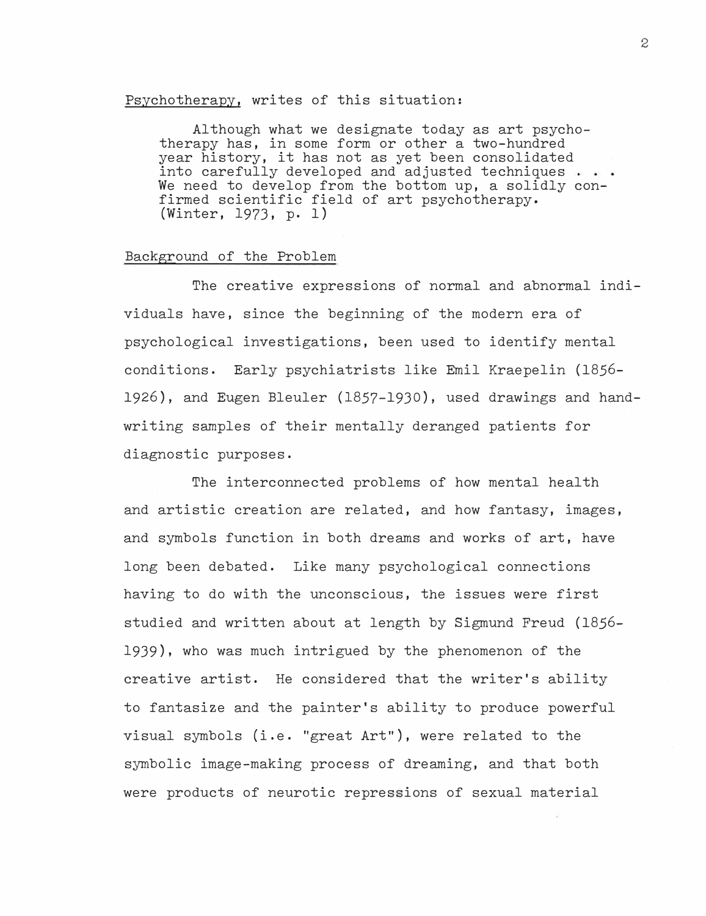Psychotherapy, writes of this situation:

> Although what we designate today as art psychotherapy has, in some form or other a two-hundred year history, it has not as yet been consolidated into carefully developed and adjusted techniques . . . We need to develop from the bottom up, a solidly confirmed scientific field of art psychotherapy. (Winter, 1973, p. 1)

## Background of the Problem

The creative expressions of normal and abnormal individuals have, since the beginning of the modern era of psychological investigations, been used to identify mental conditions. Early psychiatrists like Emil Kraepelin (1856-1926), and Eugen Bleuler (1857-1930), used drawings and handwriting samples of their mentally deranged patients for diagnostic purposes.

The interconnected problems of how mental health and artistic creation are related, and how fantasy, images, and symbols function in both dreams and works of art, have long been debated. Like many psychological connections having to do with the unconscious, the issues were first studied and written about at length by Sigmund Freud (1856-1939), who was much intrigued by the phenomenon of the creative artist. He considered that the writer's ability to fantasize and the painter's ability to produce powerful visual symbols (i.e. "great Art"), were related to the symbolic image-making process of dreaming, and that both were products of neurotic repressions of sexual material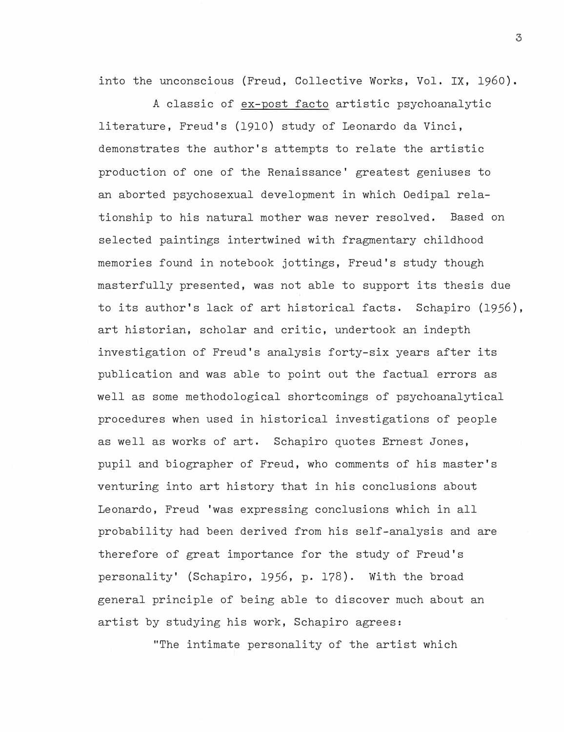into the unconscious (Freud, Collective Works, Vol. IX, 1960).

A classic of ex-post facto artistic psychoanalytic literature, Freud's (1910) study of Leonardo da Vinci, demonstrates the author's attempts to relate the artistic production of one of the Renaissance' greatest geniuses to an aborted psychosexual development in which Oedipal relationship to his natural mother was never resolved. Based on selected paintings intertwined with fragmentary childhood memories found in notebook jottings, Freud's study though masterfully presented, was not able to support its thesis due to its author's lack of art historical facts. Schapiro (1956), art historian, scholar and critic, undertook an indepth investigation of Freud's analysis forty-six years after its publication and was able to point out the factual errors as well as some methodological shortcomings of psychoanalytical procedures when used in historical investigations of people as well as works of art. Schapiro quotes Ernest Jones, pupil and biographer of Freud, who comments of his master's venturing into art history that in his conclusions about Leonardo, Freud 'was expressing conclusions which in all probability had been derived from his self-analysis and are therefore of great importance for the study of Freud's personality' (Schapiro, 1956, p. 178). With the broad general principle of being able to discover much about an artist by studying his work, Schapiro agrees:

"The intimate personality of the artist which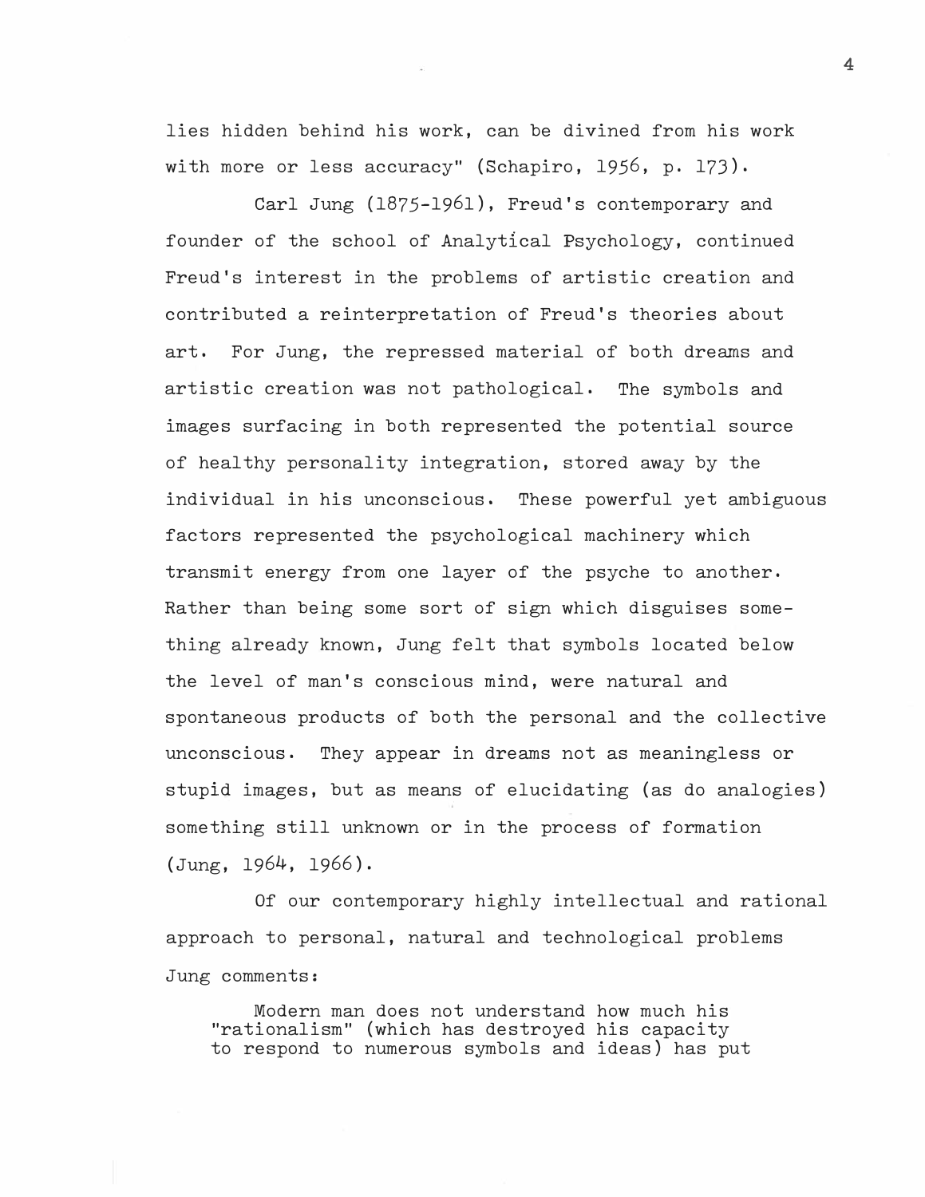lies hidden behind his work, can be divined from his work with more or less accuracy" (Schapiro, 1956, p. 173).

Carl Jung (1875-1961), Freud's contemporary and founder of the school of Analytical Psychology, continued Freud's interest in the problems of artistic creation and contributed a reinterpretation of Freud's theories about art. For Jung, the repressed material of both dreams and artistic creation was not pathological. The symbols and images surfacing in both represented the potential source of healthy personality integration, stored away by the individual in his unconscious. These powerful yet ambiguous factors represented the psychological machinery which transmit energy from one layer of the psyche to another. Rather than being some sort of sign which disguises something already known, Jung felt that symbols located below the level of man's conscious mind, were natural and spontaneous products of both the personal and the collective unconscious. They appear in dreams not as meaningless or stupid images, but as means of elucidating (as do analogies) something still unknown or in the process of formation (Jung, 1964, 1966).

Of our contemporary highly intellectual and rational approach to personal, natural and technological problems Jung comments:

> Modern man does not understand how much his "rationalism" (which has destroyed his capacity to respond to numerous symbols and ideas) has put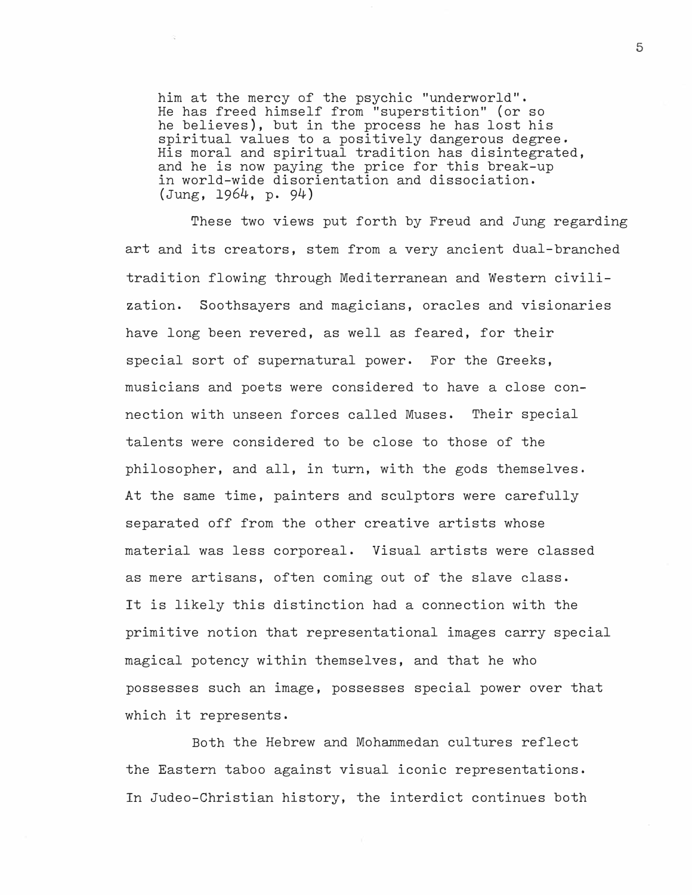> him at the mercy of the psychic "underworld". He has freed himself from "superstition" (or so he believes), but in the process he has lost his spiritual values to a positively dangerous degree. His moral and spiritual tradition has disintegrated, and he is now paying the price for this break-up in world-wide disorientation and dissociation. (Jung, 1964, p. 94)

These two views put forth by Freud and Jung regarding art and its creators, stem from a very ancient dual-branched tradition flowing through Mediterranean and Western civilization. Soothsayers and magicians, oracles and visionaries have long been revered, as well as feared, for their special sort of supernatural power. For the Greeks, musicians and poets were considered to have a close connection with unseen forces called Muses. Their special talents were considered to be close to those of the philosopher, and all, in turn, with the gods themselves. At the same time, painters and sculptors were carefully separated off from the other creative artists whose material was less corporeal. Visual artists were classed as mere artisans, often coming out of the slave class. It is likely this distinction had a connection with the primitive notion that representational images carry special magical potency within themselves, and that he who possesses such an image, possesses special power over that which it represents.

Both the Hebrew and Mohammedan cultures reflect the Eastern taboo against visual iconic representations. In Judeo-Christian history, the interdict continues both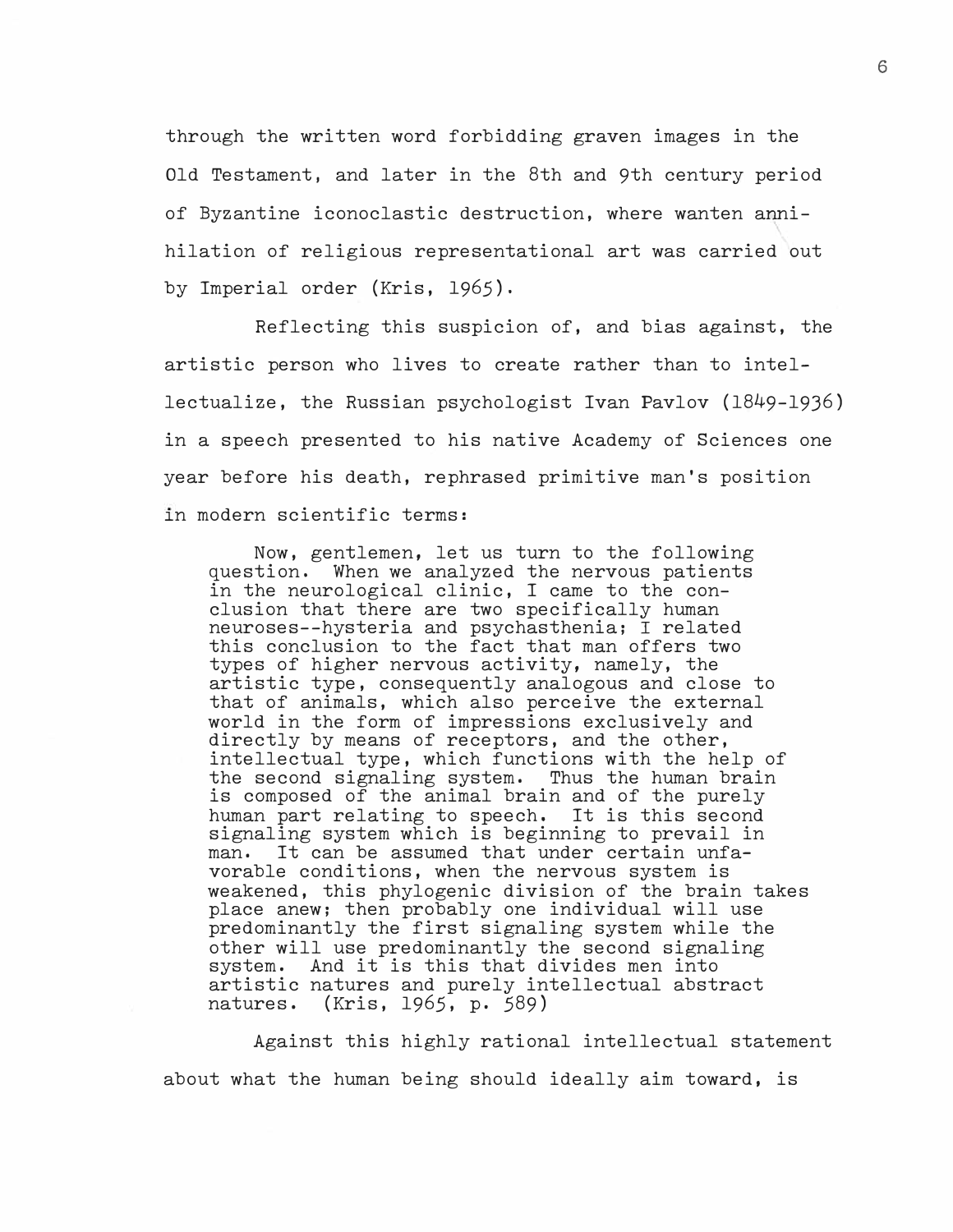through the written word forbidding graven images in the Old Testament, and later in the 8th and 9th century period of Byzantine iconoclastic destruction, where wanten annihilation of religious representational art was carried out by Imperial order (Kris, 1965).

Reflecting this suspicion of, and bias against, the artistic person who lives to create rather than to intellectualize, the Russian psychologist Ivan Pavlov (1849-1936) in a speech presented to his native Academy of Sciences one year before his death, rephrased primitive man's position in modern scientific terms:

> Now, gentlemen, let us turn to the following question. When we analyzed the nervous patients in the neurological clinic, I came to the conclusion that there are two specifically human neuroses--hysteria and psychasthenia; I related this conclusion to the fact that man offers two types of higher nervous activity, namely, the artistic type, consequently analogous and close to that of animals, which also perceive the external world in the form of impressions exclusively and directly by means of receptors, and the other, intellectual type, which functions with the help of the second signaling system. Thus the human brain is composed of the animal brain and of the purely human part relating to speech. It is this second signaling system which is beginning to prevail in man. It can be assumed that under certain unfavorable conditions, when the nervous system is weakened, this phylogenic division of the brain takes place anew; then probably one individual will use predominantly the first signaling system while the other will use predominantly the second signaling system. And it is this that divides men into artistic natures and purely intellectual abstract natures. (Kris, 1965, p. 589)

Against this highly rational intellectual statement about what the human being should ideally aim toward, is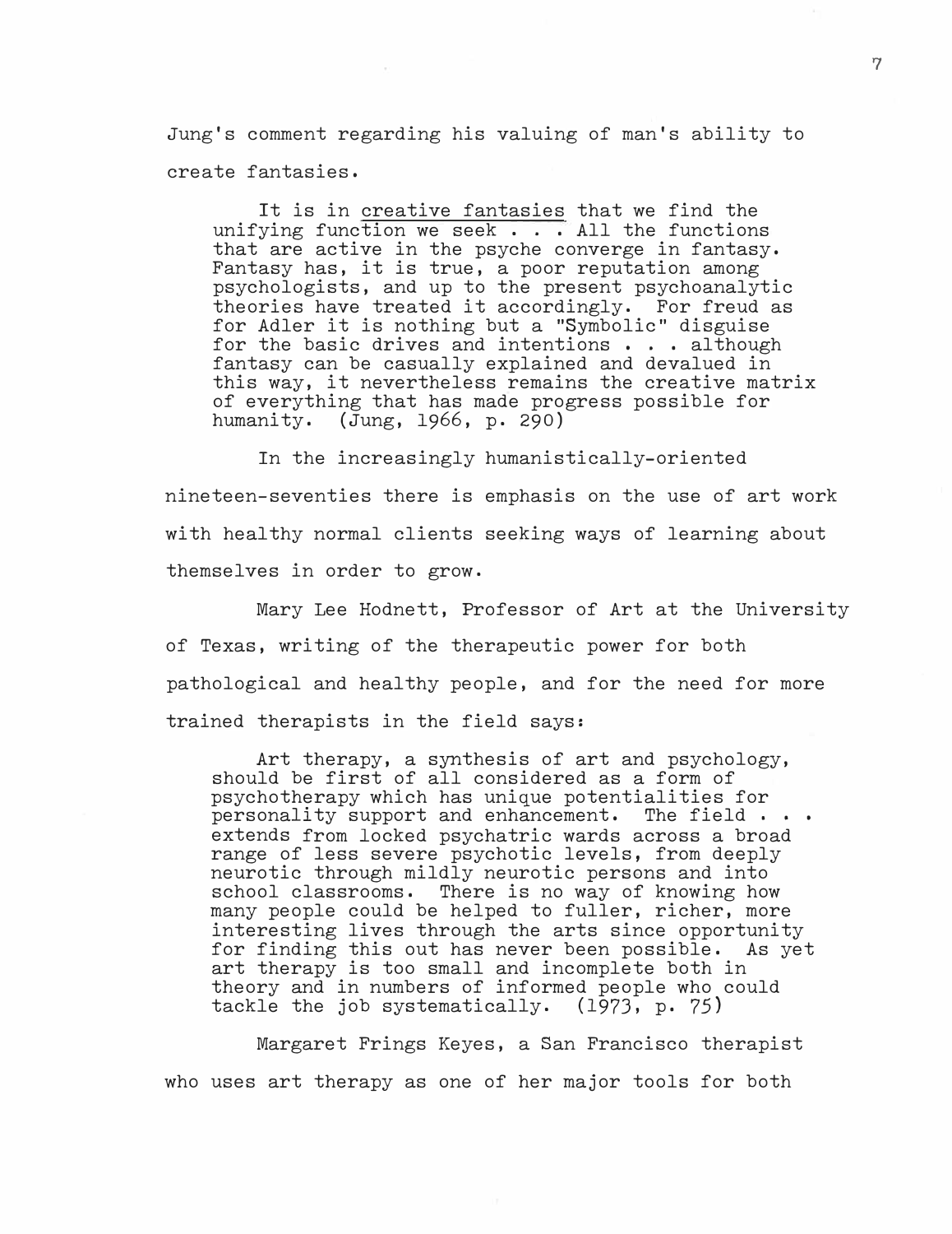Jung's comment regarding his valuing of man's ability to create fantasies.

> It is in creative fantasies that we find the unifying function we seek . . . All the functions that are active in the psyche converge in fantasy. Fantasy has, it is true, a poor reputation among psychologists, and up to the present psychoanalytic theories have treated it accordingly. For freud as for Adler it is nothing but a "Symbolic" disguise for the basic drives and intentions . . . although fantasy can be casually explained and devalued in this way, it nevertheless remains the creative matrix of everything that has made progress possible for humanity. (Jung, 1966, p. 290)

In the increasingly humanistically-oriented nineteen-seventies there is emphasis on the use of art work with healthy normal clients seeking ways of learning about themselves in order to grow.

Mary Lee Hodnett, Professor of Art at the University of Texas, writing of the therapeutic power for both pathological and healthy people, and for the need for more trained therapists in the field says:

> Art therapy, a synthesis of art and psychology, should be first of all considered as a form of psychotherapy which has unique potentialities for personality support and enhancement. The field . . . extends from locked psychatric wards across a broad range of less severe psychotic levels, from deeply neurotic through mildly neurotic persons and into school classrooms. There is no way of knowing how many people could be helped to fuller, richer, more interesting lives through the arts since opportunity for finding this out has never been possible. As yet art therapy is too small and incomplete both in theory and in numbers of informed people who could tackle the job systematically. (1973, p. 75)

Margaret Frings Keyes, a San Francisco therapist who uses art therapy as one of her major tools for both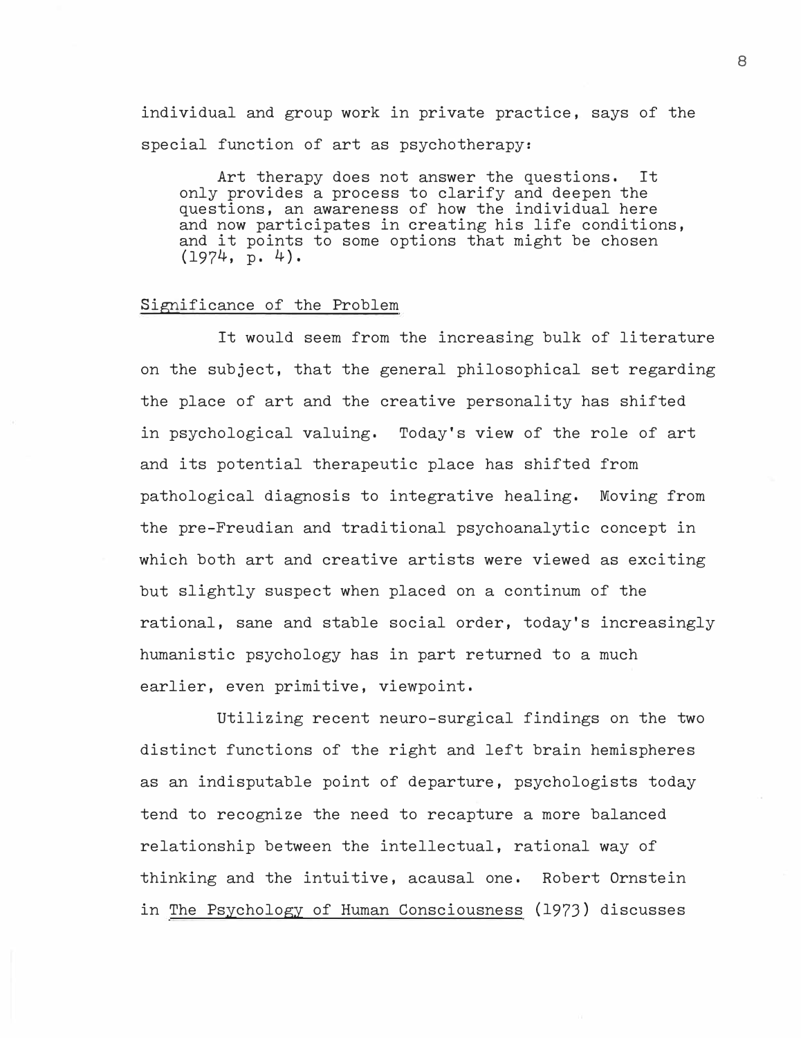individual and group work in private practice, says of the special function of art as psychotherapy:

> Art therapy does not answer the questions. It only provides a process to clarify and deepen the questions, an awareness of how the individual here and now participates in creating his life conditions, and it points to some options that might be chosen (1974, p. 4).

## Significance of the Problem

It would seem from the increasing bulk of literature on the subject, that the general philosophical set regarding the place of art and the creative personality has shifted in psychological valuing. Today's view of the role of art and its potential therapeutic place has shifted from pathological diagnosis to integrative healing. Moving from the pre-Freudian and traditional psychoanalytic concept in which both art and creative artists were viewed as exciting but slightly suspect when placed on a continuum of the rational, sane and stable social order, today's increasingly humanistic psychology has in part returned to a much earlier, even primitive, viewpoint.

Utilizing recent neuro-surgical findings on the two distinct functions of the right and left brain hemispheres as an indisputable point of departure, psychologists today tend to recognize the need to recapture a more balanced relationship between the intellectual, rational way of thinking and the intuitive, acausal one. Robert Ornstein in The Psychology of Human Consciousness (1973) discusses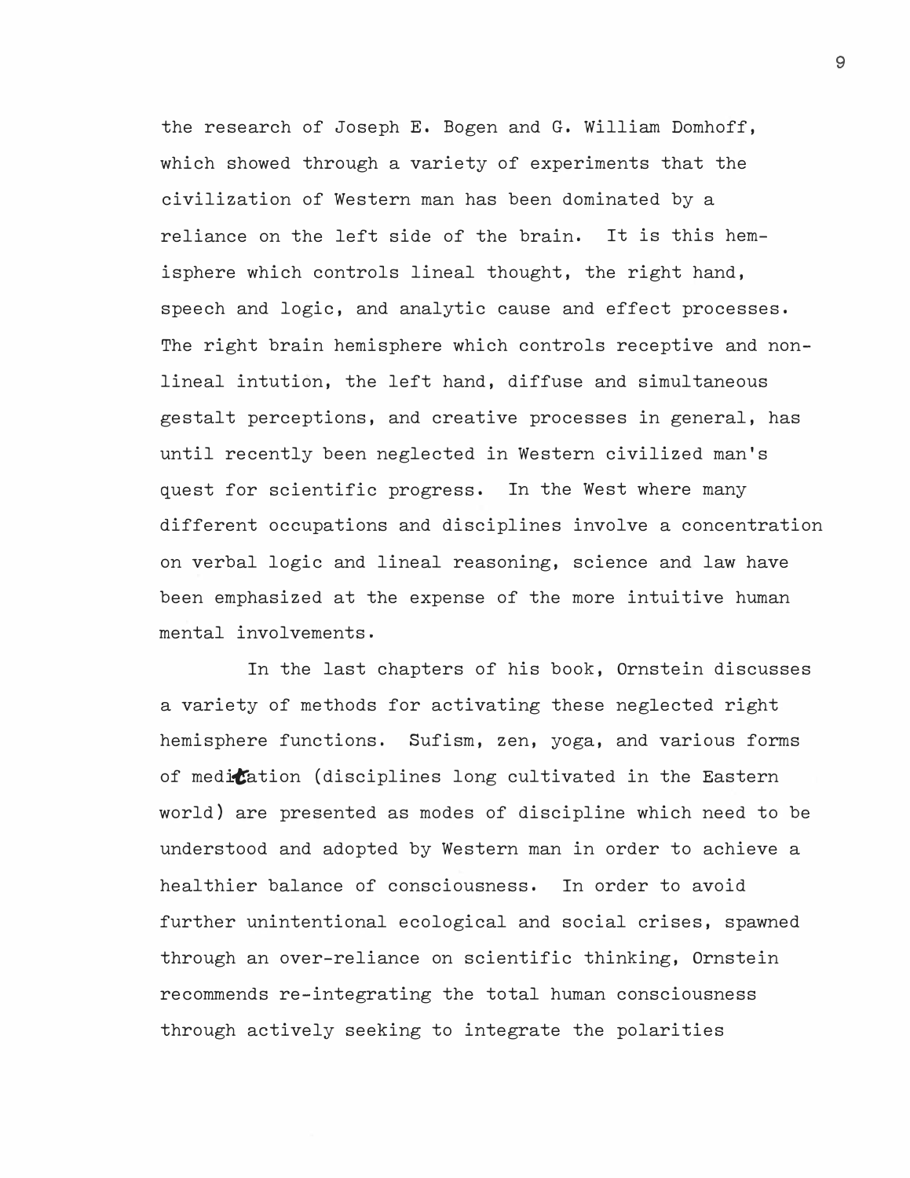the research of Joseph E. Bogen and G. William Domhoff, which showed through a variety of experiments that the civilization of Western man has been dominated by a reliance on the left side of the brain. It is this hemisphere which controls lineal thought, the right hand, speech and logic, and analytic cause and effect processes. The right brain hemisphere which controls receptive and non-lineal intution, the left hand, diffuse and simultaneous gestalt perceptions, and creative processes in general, has until recently been neglected in Western civilized man's quest for scientific progress. In the West where many different occupations and disciplines involve a concentration on verbal logic and lineal reasoning, science and law have been emphasized at the expense of the more intuitive human mental involvements.

In the last chapters of his book, Ornstein discusses a variety of methods for activating these neglected right hemisphere functions. Sufism, zen, yoga, and various forms of meditation (disciplines long cultivated in the Eastern world) are presented as modes of discipline which need to be understood and adopted by Western man in order to achieve a healthier balance of consciousness. In order to avoid further unintentional ecological and social crises, spawned through an over-reliance on scientific thinking, Ornstein recommends re-integrating the total human consciousness through actively seeking to integrate the polarities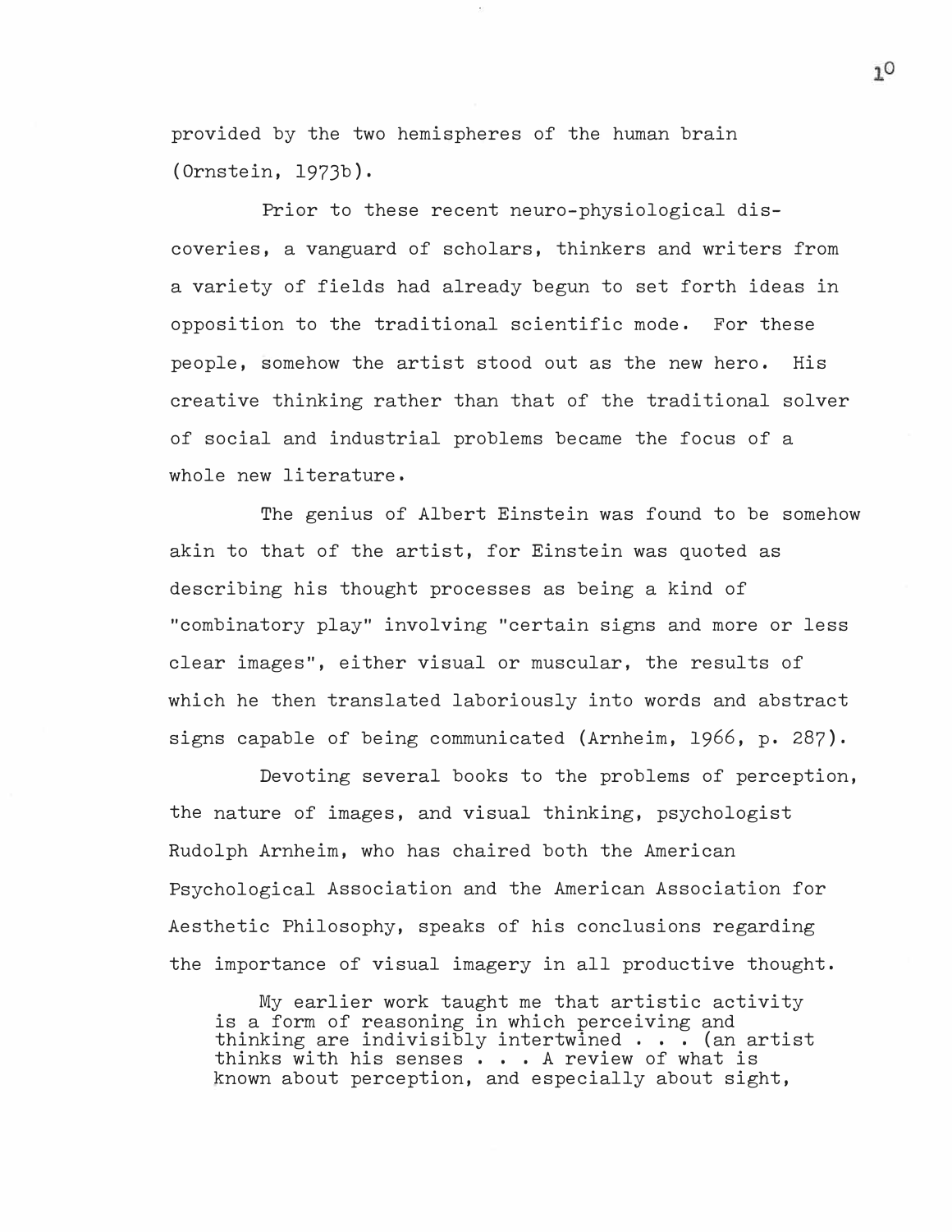provided by the two hemispheres of the human brain (Ornstein, 1973b).

Prior to these recent neuro-physiological discoveries, a vanguard of scholars, thinkers and writers from a variety of fields had already begun to set forth ideas in opposition to the traditional scientific mode. For these people, somehow the artist stood out as the new hero. His creative thinking rather than that of the traditional solver of social and industrial problems became the focus of a whole new literature.

The genius of Albert Einstein was found to be somehow akin to that of the artist, for Einstein was quoted as describing his thought processes as being a kind of "combinatory play" involving "certain signs and more or less clear images", either visual or muscular, the results of which he then translated laboriously into words and abstract signs capable of being communicated (Arnheim, 1966, p. 287).

Devoting several books to the problems of perception, the nature of images, and visual thinking, psychologist Rudolph Arnheim, who has chaired both the American Psychological Association and the American Association for Aesthetic Philosophy, speaks of his conclusions regarding the importance of visual imagery in all productive thought.

> My earlier work taught me that artistic activity is a form of reasoning in which perceiving and thinking are indivisibly intertwined . . . (an artist thinks with his senses . . . A review of what is known about perception, and especially about sight,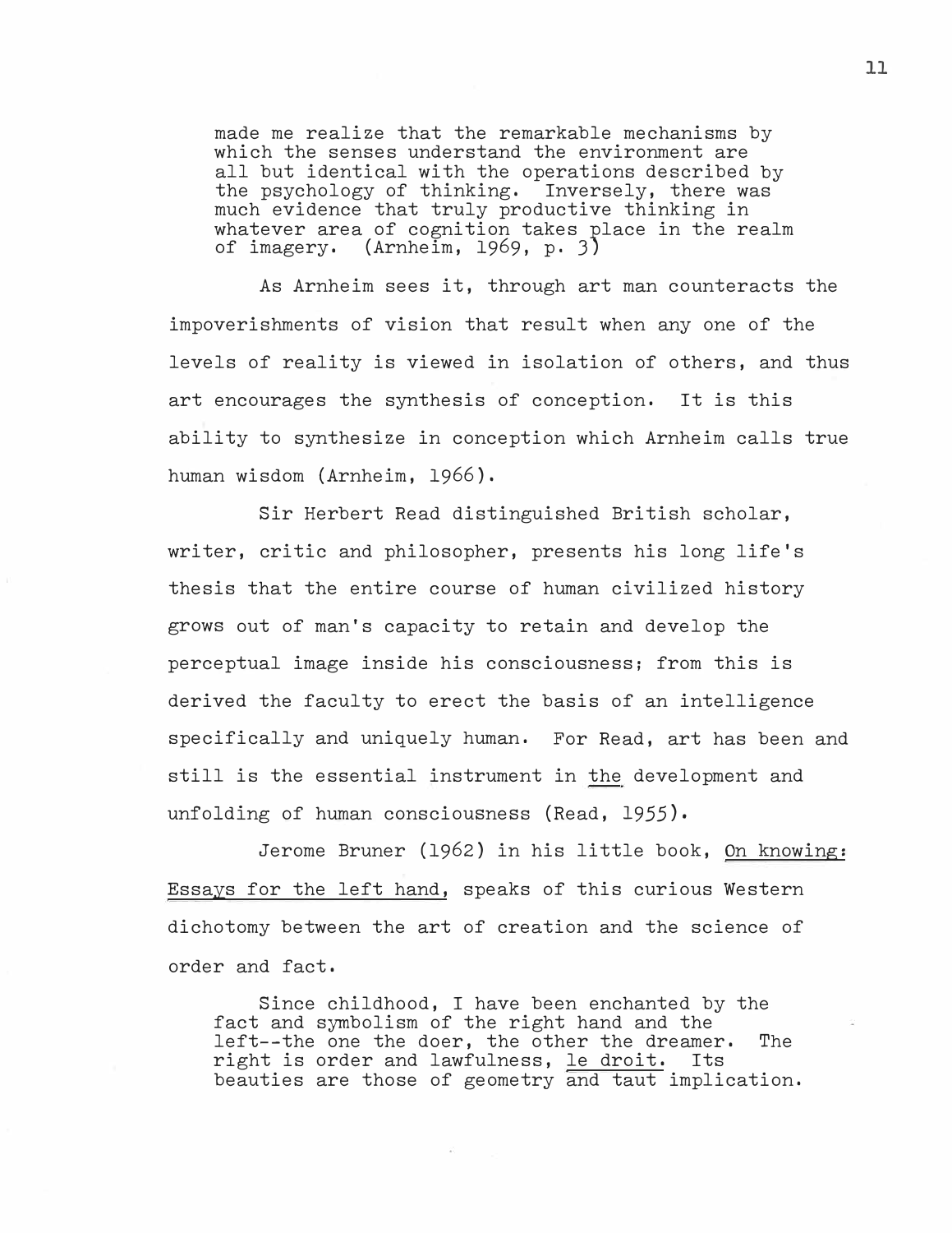> made me realize that the remarkable mechanisms by which the senses understand the environment are all but identical with the operations described by the psychology of thinking. Inversely, there was much evidence that truly productive thinking in whatever area of cognition takes place in the realm of imagery. (Arnheim, 1969, p. 3)

As Arnheim sees it, through art man counteracts the impoverishments of vision that result when any one of the levels of reality is viewed in isolation of others, and thus art encourages the synthesis of conception. It is this ability to synthesize in conception which Arnheim calls true human wisdom (Arnheim, 1966).

Sir Herbert Read distinguished British scholar, writer, critic and philosopher, presents his long life's thesis that the entire course of human civilized history grows out of man's capacity to retain and develop the perceptual image inside his consciousness; from this is derived the faculty to erect the basis of an intelligence specifically and uniquely human. For Read, art has been and still is the essential instrument in the development and unfolding of human consciousness (Read, 1955).

Jerome Bruner (1962) in his little book, On knowing: Essays for the left hand, speaks of this curious Western dichotomy between the art of creation and the science of order and fact.

> Since childhood, I have been enchanted by the fact and symbolism of the right hand and the left--the one the doer, the other the dreamer. The right is order and lawfulness, le droit. Its beauties are those of geometry and taut implication.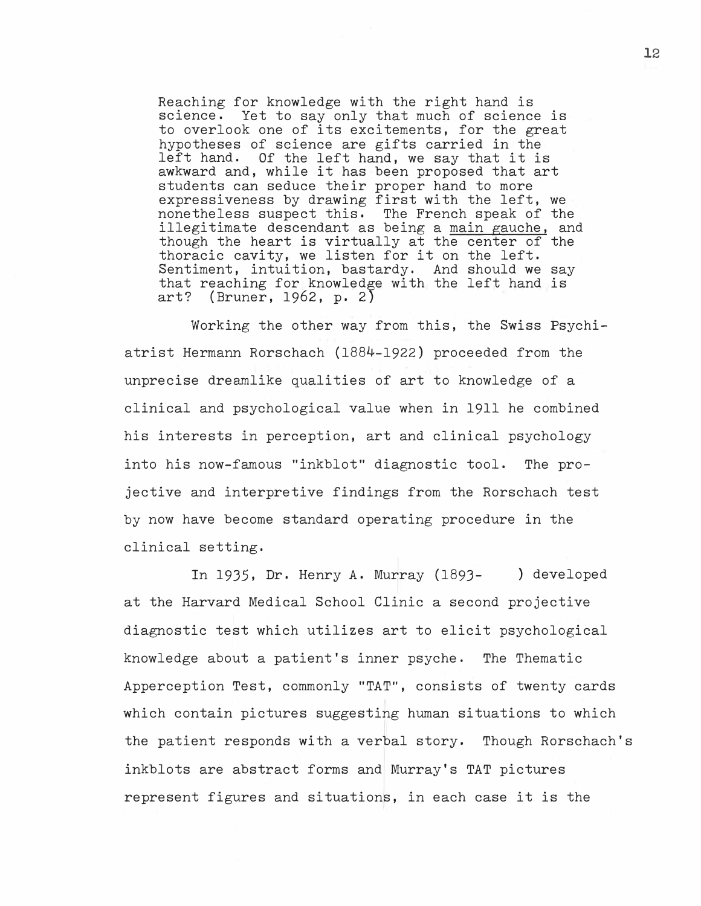> Reaching for knowledge with the right hand is science. Yet to say only that much of science is to overlook one of its excitements, for the great hypotheses of science are gifts carried in the left hand. Of the left hand, we say that it is awkward and, while it has been proposed that art students can seduce their proper hand to more expressiveness by drawing first with the left, we nonetheless suspect this. The French speak of the illegitimate descendant as being a <u>main gauche</u>, and though the heart is virtually at the center of the thoracic cavity, we listen for it on the left. Sentiment, intuition, bastardy. And should we say that reaching for knowledge with the left hand is art? (Bruner, 1962, p. 2)

Working the other way from this, the Swiss Psychiatrist Hermann Rorschach (1884-1922) proceeded from the unprecise dreamlike qualities of art to knowledge of a clinical and psychological value when in 1911 he combined his interests in perception, art and clinical psychology into his now-famous "inkblot" diagnostic tool. The projective and interpretive findings from the Rorschach test by now have become standard operating procedure in the clinical setting.

In 1935, Dr. Henry A. Murray (1893- ) developed at the Harvard Medical School Clinic a second projective diagnostic test which utilizes art to elicit psychological knowledge about a patient's inner psyche. The Thematic Apperception Test, commonly "TAT", consists of twenty cards which contain pictures suggesting human situations to which the patient responds with a verbal story. Though Rorschach's inkblots are abstract forms and Murray's TAT pictures represent figures and situations, in each case it is the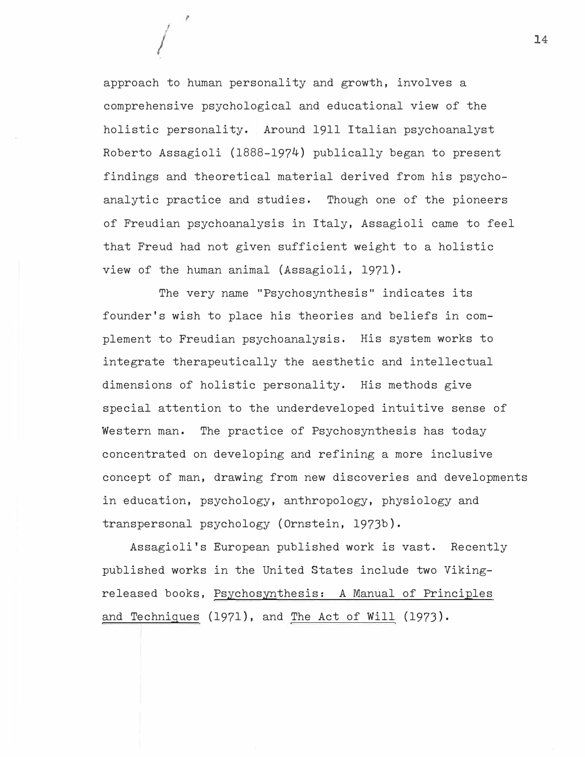approach to human personality and growth, involves a comprehensive psychological and educational view of the holistic personality. Around 1911 Italian psychoanalyst Roberto Assagioli (1888-1974) publically began to present findings and theoretical material derived from his psychoanalytic practice and studies. Though one of the pioneers of Freudian psychoanalysis in Italy, Assagioli came to feel that Freud had not given sufficient weight to a holistic view of the human animal (Assagioli, 1971).

The very name "Psychosynthesis" indicates its founder's wish to place his theories and beliefs in complement to Freudian psychoanalysis. His system works to integrate therapeutically the aesthetic and intellectual dimensions of holistic personality. His methods give special attention to the underdeveloped intuitive sense of Western man. The practice of Psychosynthesis has today concentrated on developing and refining a more inclusive concept of man, drawing from new discoveries and developments in education, psychology, anthropology, physiology and transpersonal psychology (Ornstein, 1973b).

Assagioli's European published work is vast. Recently published works in the United States include two Viking-released books, <u>Psychosynthesis: A Manual of Principles and Techniques</u> (1971), and <u>The Act of Will</u> (1973).